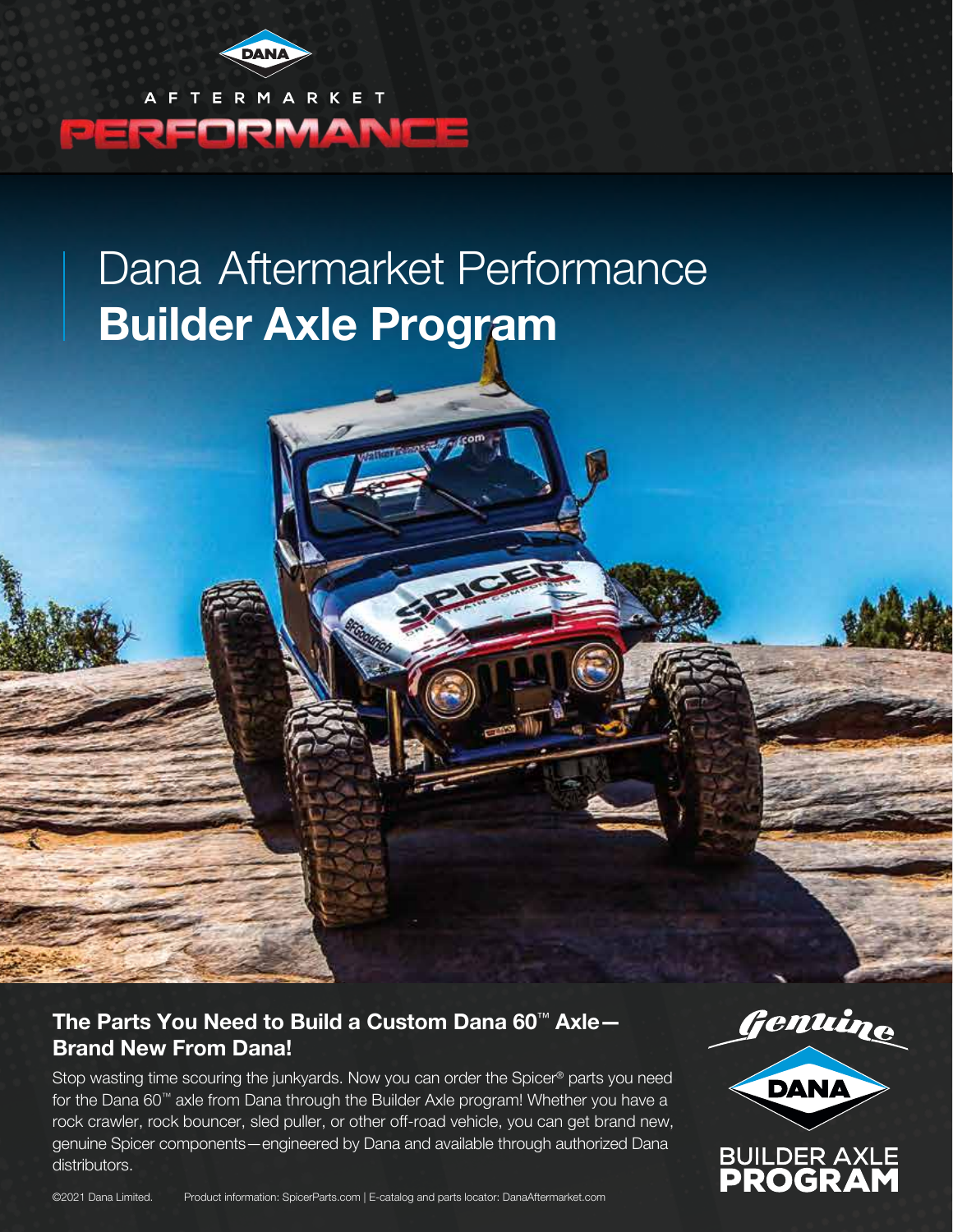DANA

AFTERMARKET

PERFORMANCE

# Dana Aftermarket Performance **Builder Axle Program**

## The Parts You Need to Build a Custom Dana 60™ Axle—Brand New From Dana!

Stop wasting time scouring the junkyards. Now you can order the Spicer® parts you need for the Dana 60™ axle from Dana through the Builder Axle program! Whether you have a rock crawler, rock bouncer, sled puller, or other off-road vehicle, you can get brand new, genuine Spicer components—engineered by Dana and available through authorized Dana distributors.

Genuine DANA

BUILDER AXLE PROGRAM

©2021 Dana Limited. Product information: SpicerParts.com | E-catalog and parts locator: DanaAftermarket.com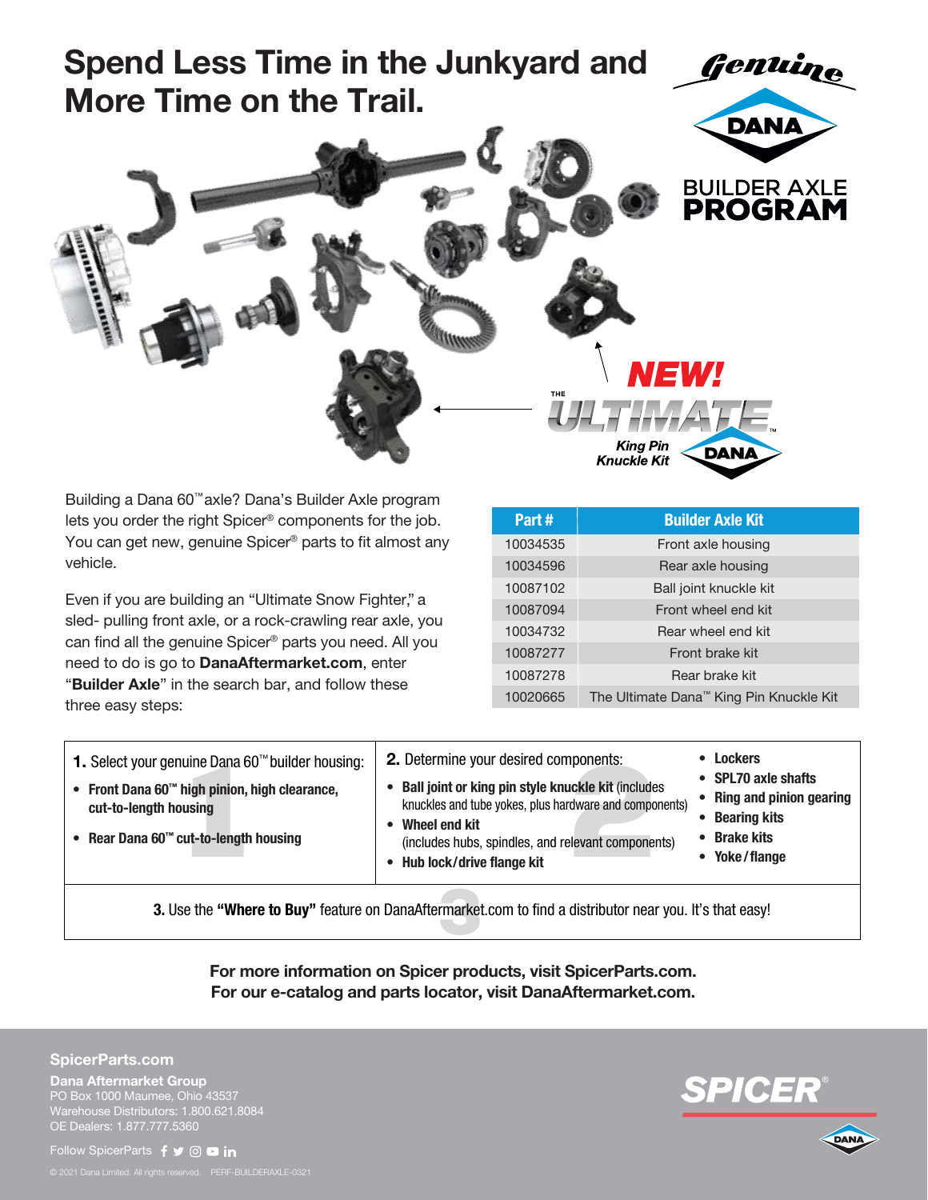# Spend Less Time in the Junkyard and More Time on the Trail.

Genuine DANA

BUILDER AXLE PROGRAM

NEW! THE ULTIMATE™ King Pin Knuckle Kit DANA

Building a Dana 60™ axle? Dana's Builder Axle program lets you order the right Spicer® components for the job. You can get new, genuine Spicer® parts to fit almost any vehicle.

Even if you are building an "Ultimate Snow Fighter," a sled- pulling front axle, or a rock-crawling rear axle, you can find all the genuine Spicer® parts you need. All you need to do is go to **DanaAftermarket.com**, enter "**Builder Axle**" in the search bar, and follow these three easy steps:

| Part # | Builder Axle Kit |
|---|---|
| 10034535 | Front axle housing |
| 10034596 | Rear axle housing |
| 10087102 | Ball joint knuckle kit |
| 10087094 | Front wheel end kit |
| 10034732 | Rear wheel end kit |
| 10087277 | Front brake kit |
| 10087278 | Rear brake kit |
| 10020665 | The Ultimate Dana™ King Pin Knuckle Kit |

**1.** Select your genuine Dana 60™ builder housing:

- **Front Dana 60™ high pinion, high clearance, cut-to-length housing**
- **Rear Dana 60™ cut-to-length housing**

**2.** Determine your desired components:

- **Ball joint or king pin style knuckle kit** (includes knuckles and tube yokes, plus hardware and components)
- **Wheel end kit** (includes hubs, spindles, and relevant components)
- **Hub lock/drive flange kit**
- **Lockers**
- **SPL70 axle shafts**
- **Ring and pinion gearing**
- **Bearing kits**
- **Brake kits**
- **Yoke/flange**

**3.** Use the **"Where to Buy"** feature on DanaAftermarket.com to find a distributor near you. It's that easy!

**For more information on Spicer products, visit SpicerParts.com.**
**For our e-catalog and parts locator, visit DanaAftermarket.com.**

**SpicerParts.com**

**Dana Aftermarket Group**
PO Box 1000 Maumee, Ohio 43537
Warehouse Distributors: 1.800.621.8084
OE Dealers: 1.877.777.5360

Follow SpicerParts

SPICER® DANA

© 2021 Dana Limited. All rights reserved. PERF-BUILDERAXLE-0321